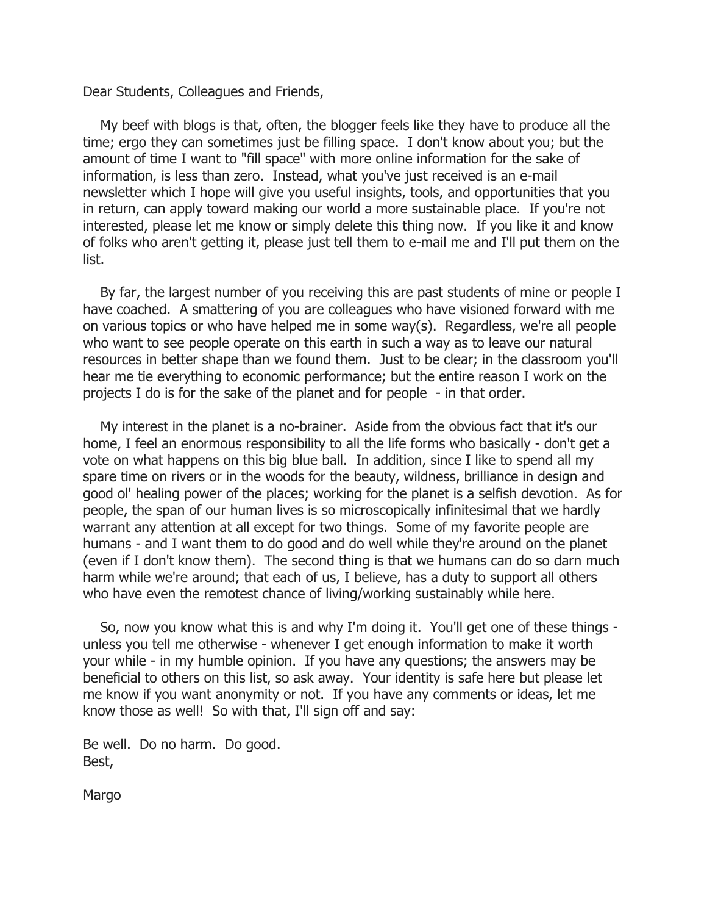Dear Students, Colleagues and Friends,

My beef with blogs is that, often, the blogger feels like they have to produce all the time; ergo they can sometimes just be filling space. I don't know about you; but the amount of time I want to "fill space" with more online information for the sake of information, is less than zero. Instead, what you've just received is an e-mail newsletter which I hope will give you useful insights, tools, and opportunities that you in return, can apply toward making our world a more sustainable place. If you're not interested, please let me know or simply delete this thing now. If you like it and know of folks who aren't getting it, please just tell them to e-mail me and I'll put them on the list.

By far, the largest number of you receiving this are past students of mine or people I have coached. A smattering of you are colleagues who have visioned forward with me on various topics or who have helped me in some way(s). Regardless, we're all people who want to see people operate on this earth in such a way as to leave our natural resources in better shape than we found them. Just to be clear; in the classroom you'll hear me tie everything to economic performance; but the entire reason I work on the projects I do is for the sake of the planet and for people - in that order.

My interest in the planet is a no-brainer. Aside from the obvious fact that it's our home, I feel an enormous responsibility to all the life forms who basically - don't get a vote on what happens on this big blue ball. In addition, since I like to spend all my spare time on rivers or in the woods for the beauty, wildness, brilliance in design and good ol' healing power of the places; working for the planet is a selfish devotion. As for people, the span of our human lives is so microscopically infinitesimal that we hardly warrant any attention at all except for two things. Some of my favorite people are humans - and I want them to do good and do well while they're around on the planet (even if I don't know them). The second thing is that we humans can do so darn much harm while we're around; that each of us, I believe, has a duty to support all others who have even the remotest chance of living/working sustainably while here.

So, now you know what this is and why I'm doing it. You'll get one of these things - unless you tell me otherwise - whenever I get enough information to make it worth your while - in my humble opinion. If you have any questions; the answers may be beneficial to others on this list, so ask away. Your identity is safe here but please let me know if you want anonymity or not. If you have any comments or ideas, let me know those as well! So with that, I'll sign off and say:

Be well. Do no harm. Do good.
Best,

Margo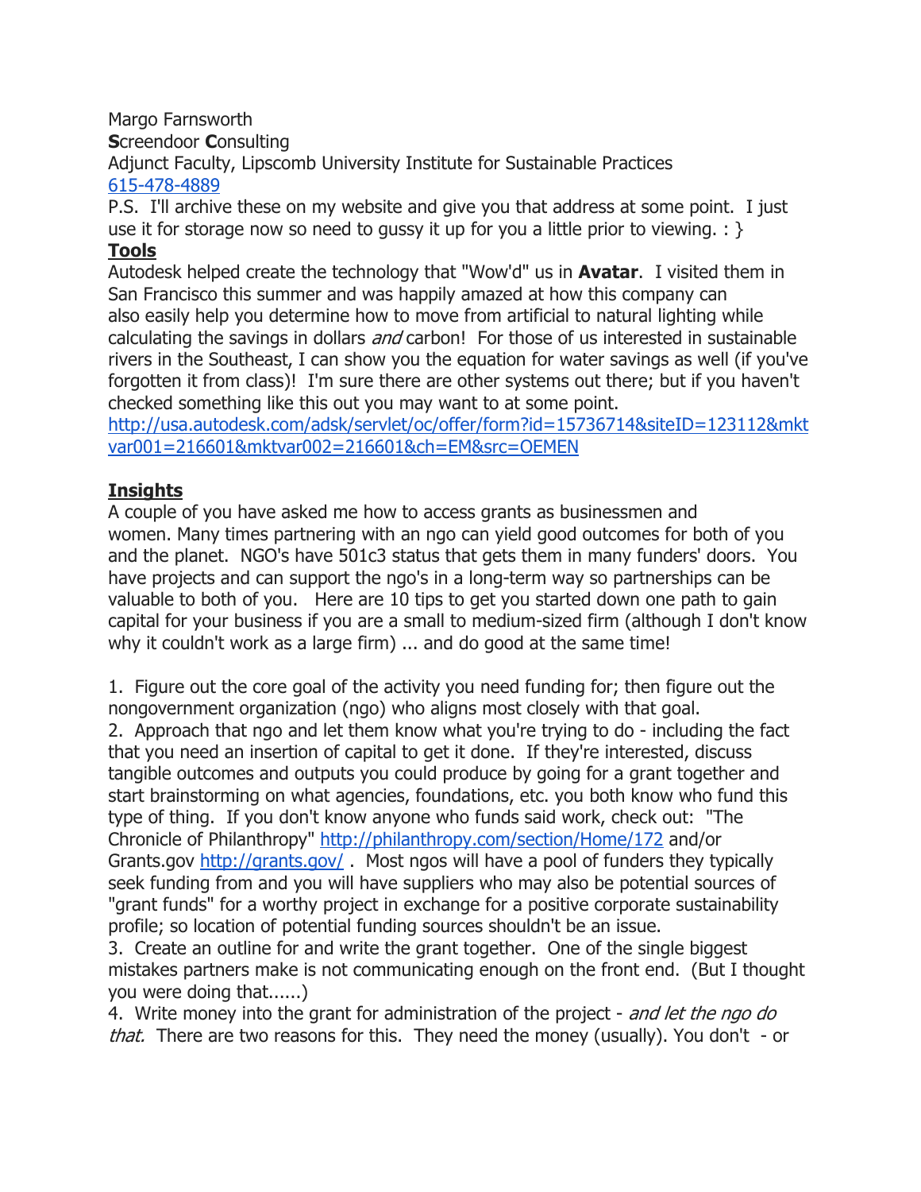Margo Farnsworth
**S**creendoor **C**onsulting
Adjunct Faculty, Lipscomb University Institute for Sustainable Practices
615-478-4889

P.S. I'll archive these on my website and give you that address at some point. I just use it for storage now so need to gussy it up for you a little prior to viewing. : }

**Tools**

Autodesk helped create the technology that "Wow'd" us in **Avatar**. I visited them in San Francisco this summer and was happily amazed at how this company can also easily help you determine how to move from artificial to natural lighting while calculating the savings in dollars *and* carbon! For those of us interested in sustainable rivers in the Southeast, I can show you the equation for water savings as well (if you've forgotten it from class)! I'm sure there are other systems out there; but if you haven't checked something like this out you may want to at some point.
http://usa.autodesk.com/adsk/servlet/oc/offer/form?id=15736714&siteID=123112&mktvar001=216601&mktvar002=216601&ch=EM&src=OEMEN

**Insights**

A couple of you have asked me how to access grants as businessmen and women. Many times partnering with an ngo can yield good outcomes for both of you and the planet. NGO's have 501c3 status that gets them in many funders' doors. You have projects and can support the ngo's in a long-term way so partnerships can be valuable to both of you. Here are 10 tips to get you started down one path to gain capital for your business if you are a small to medium-sized firm (although I don't know why it couldn't work as a large firm) ... and do good at the same time!

1. Figure out the core goal of the activity you need funding for; then figure out the nongovernment organization (ngo) who aligns most closely with that goal.
2. Approach that ngo and let them know what you're trying to do - including the fact that you need an insertion of capital to get it done. If they're interested, discuss tangible outcomes and outputs you could produce by going for a grant together and start brainstorming on what agencies, foundations, etc. you both know who fund this type of thing. If you don't know anyone who funds said work, check out: "The Chronicle of Philanthropy" http://philanthropy.com/section/Home/172 and/or Grants.gov http://grants.gov/ . Most ngos will have a pool of funders they typically seek funding from and you will have suppliers who may also be potential sources of "grant funds" for a worthy project in exchange for a positive corporate sustainability profile; so location of potential funding sources shouldn't be an issue.
3. Create an outline for and write the grant together. One of the single biggest mistakes partners make is not communicating enough on the front end. (But I thought you were doing that......)
4. Write money into the grant for administration of the project - *and let the ngo do that.* There are two reasons for this. They need the money (usually). You don't - or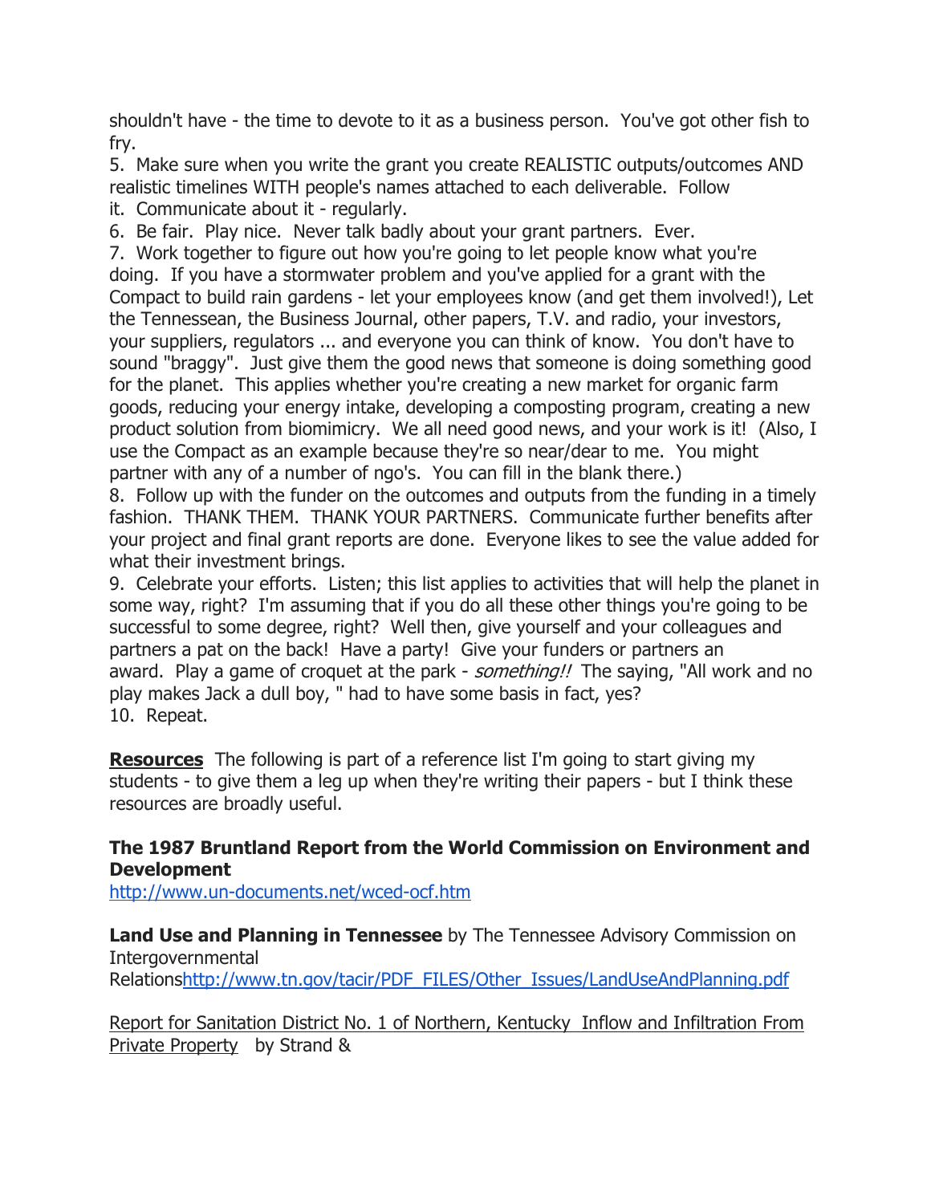shouldn't have - the time to devote to it as a business person. You've got other fish to fry.

5. Make sure when you write the grant you create REALISTIC outputs/outcomes AND realistic timelines WITH people's names attached to each deliverable. Follow it. Communicate about it - regularly.
6. Be fair. Play nice. Never talk badly about your grant partners. Ever.
7. Work together to figure out how you're going to let people know what you're doing. If you have a stormwater problem and you've applied for a grant with the Compact to build rain gardens - let your employees know (and get them involved!), Let the Tennessean, the Business Journal, other papers, T.V. and radio, your investors, your suppliers, regulators ... and everyone you can think of know. You don't have to sound "braggy". Just give them the good news that someone is doing something good for the planet. This applies whether you're creating a new market for organic farm goods, reducing your energy intake, developing a composting program, creating a new product solution from biomimicry. We all need good news, and your work is it! (Also, I use the Compact as an example because they're so near/dear to me. You might partner with any of a number of ngo's. You can fill in the blank there.)
8. Follow up with the funder on the outcomes and outputs from the funding in a timely fashion. THANK THEM. THANK YOUR PARTNERS. Communicate further benefits after your project and final grant reports are done. Everyone likes to see the value added for what their investment brings.
9. Celebrate your efforts. Listen; this list applies to activities that will help the planet in some way, right? I'm assuming that if you do all these other things you're going to be successful to some degree, right? Well then, give yourself and your colleagues and partners a pat on the back! Have a party! Give your funders or partners an award. Play a game of croquet at the park - *something!!* The saying, "All work and no play makes Jack a dull boy, " had to have some basis in fact, yes?
10. Repeat.

**Resources** The following is part of a reference list I'm going to start giving my students - to give them a leg up when they're writing their papers - but I think these resources are broadly useful.

**The 1987 Bruntland Report from the World Commission on Environment and Development**
http://www.un-documents.net/wced-ocf.htm

**Land Use and Planning in Tennessee** by The Tennessee Advisory Commission on Intergovernmental Relationshttp://www.tn.gov/tacir/PDF_FILES/Other_Issues/LandUseAndPlanning.pdf

Report for Sanitation District No. 1 of Northern, Kentucky Inflow and Infiltration From Private Property by Strand &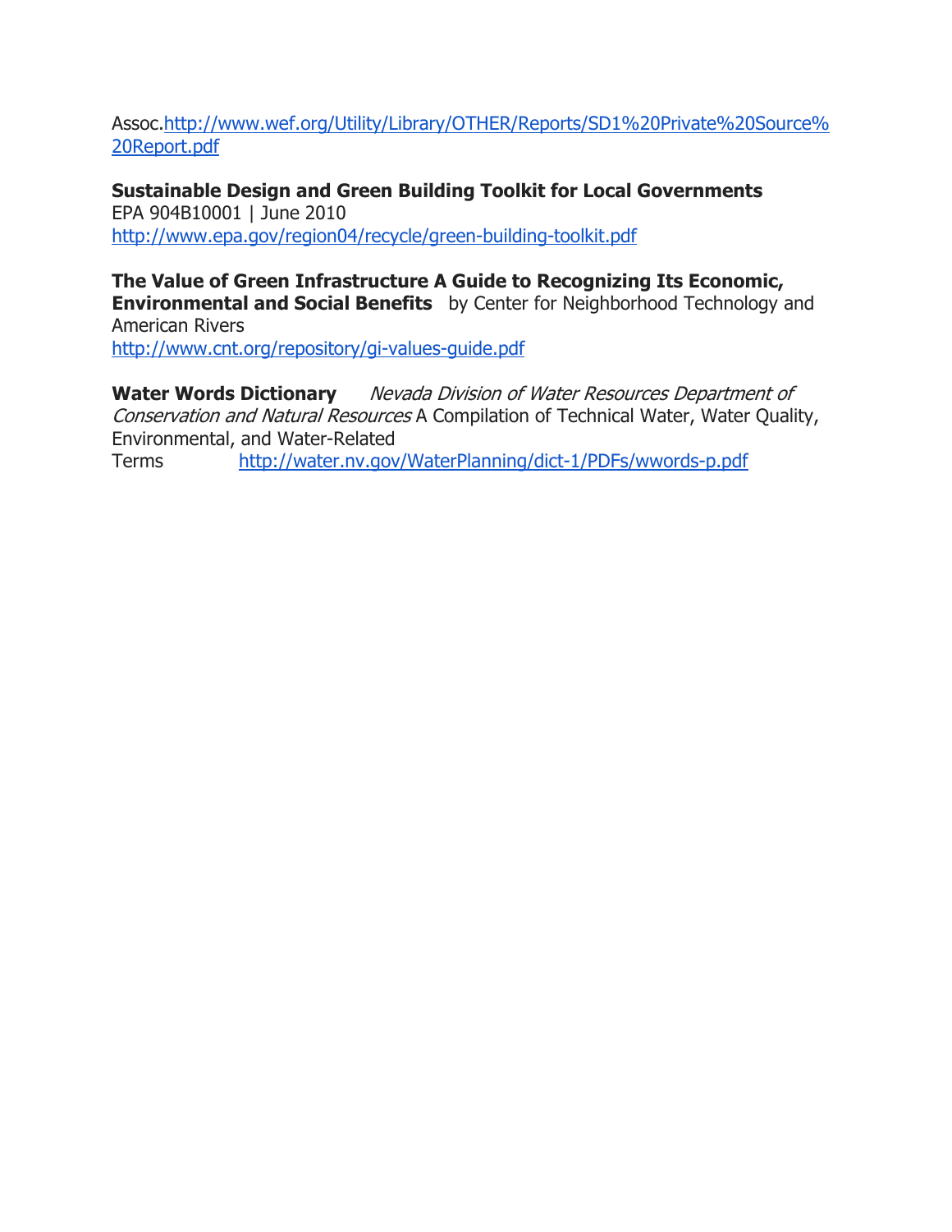Assoc.http://www.wef.org/Utility/Library/OTHER/Reports/SD1%20Private%20Source%20Report.pdf

**Sustainable Design and Green Building Toolkit for Local Governments**
EPA 904B10001 | June 2010
http://www.epa.gov/region04/recycle/green-building-toolkit.pdf

**The Value of Green Infrastructure A Guide to Recognizing Its Economic, Environmental and Social Benefits** by Center for Neighborhood Technology and American Rivers
http://www.cnt.org/repository/gi-values-guide.pdf

**Water Words Dictionary** *Nevada Division of Water Resources Department of Conservation and Natural Resources* A Compilation of Technical Water, Water Quality, Environmental, and Water-Related Terms http://water.nv.gov/WaterPlanning/dict-1/PDFs/wwords-p.pdf